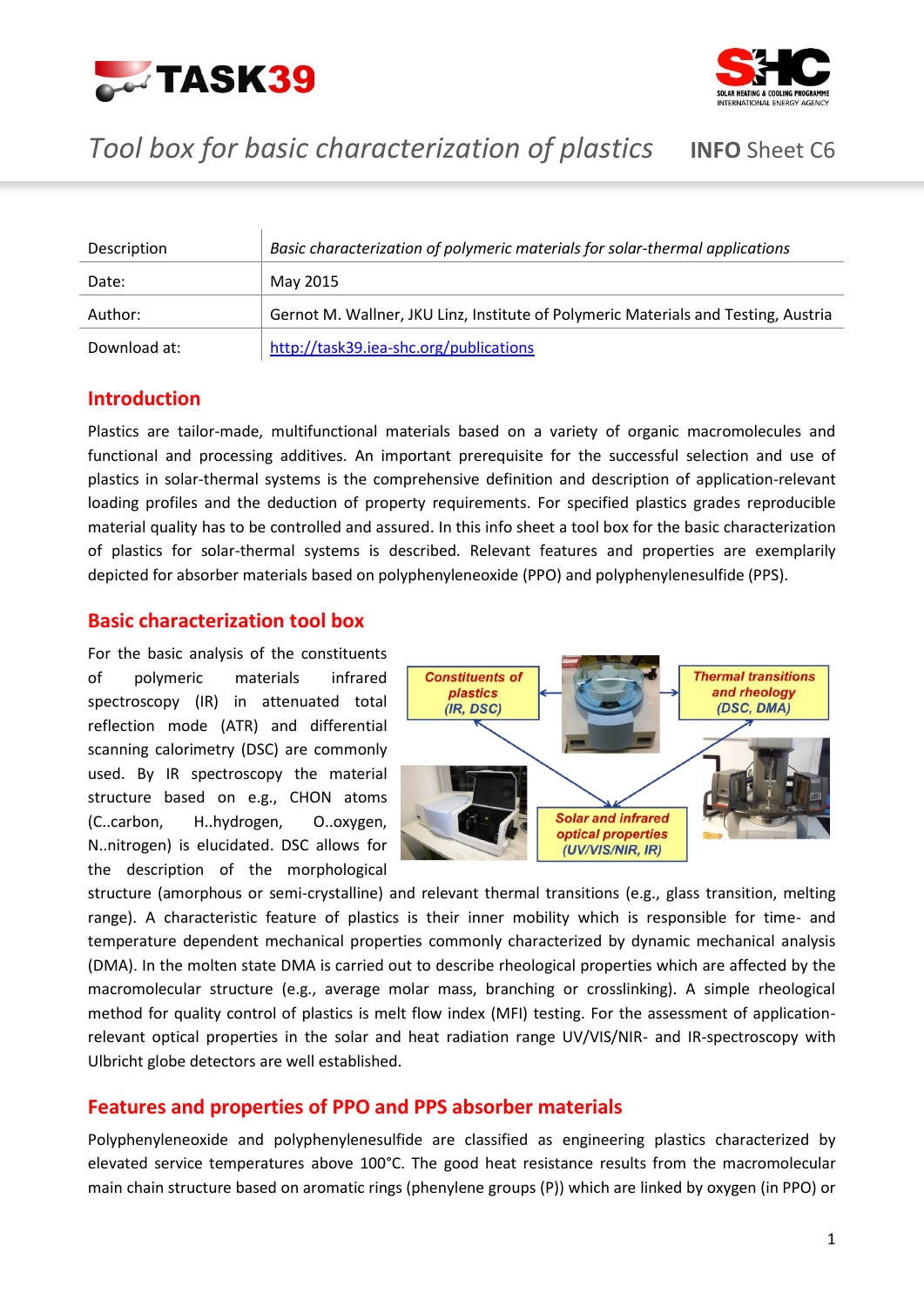# Tool box for basic characterization of plastics

**INFO** Sheet C6

| Description | *Basic characterization of polymeric materials for solar-thermal applications* |
|---|---|
| Date: | May 2015 |
| Author: | Gernot M. Wallner, JKU Linz, Institute of Polymeric Materials and Testing, Austria |
| Download at: | http://task39.iea-shc.org/publications |

## Introduction

Plastics are tailor-made, multifunctional materials based on a variety of organic macromolecules and functional and processing additives. An important prerequisite for the successful selection and use of plastics in solar-thermal systems is the comprehensive definition and description of application-relevant loading profiles and the deduction of property requirements. For specified plastics grades reproducible material quality has to be controlled and assured. In this info sheet a tool box for the basic characterization of plastics for solar-thermal systems is described. Relevant features and properties are exemplarily depicted for absorber materials based on polyphenyleneoxide (PPO) and polyphenylenesulfide (PPS).

## Basic characterization tool box

For the basic analysis of the constituents of polymeric materials infrared spectroscopy (IR) in attenuated total reflection mode (ATR) and differential scanning calorimetry (DSC) are commonly used. By IR spectroscopy the material structure based on e.g., CHON atoms (C..carbon, H..hydrogen, O..oxygen, N..nitrogen) is elucidated. DSC allows for the description of the morphological structure (amorphous or semi-crystalline) and relevant thermal transitions (e.g., glass transition, melting range). A characteristic feature of plastics is their inner mobility which is responsible for time- and temperature dependent mechanical properties commonly characterized by dynamic mechanical analysis (DMA). In the molten state DMA is carried out to describe rheological properties which are affected by the macromolecular structure (e.g., average molar mass, branching or crosslinking). A simple rheological method for quality control of plastics is melt flow index (MFI) testing. For the assessment of application-relevant optical properties in the solar and heat radiation range UV/VIS/NIR- and IR-spectroscopy with Ulbricht globe detectors are well established.

*Constituents of plastics (IR, DSC)*

*Thermal transitions and rheology (DSC, DMA)*

*Solar and infrared optical properties (UV/VIS/NIR, IR)*

## Features and properties of PPO and PPS absorber materials

Polyphenyleneoxide and polyphenylenesulfide are classified as engineering plastics characterized by elevated service temperatures above 100°C. The good heat resistance results from the macromolecular main chain structure based on aromatic rings (phenylene groups (P)) which are linked by oxygen (in PPO) or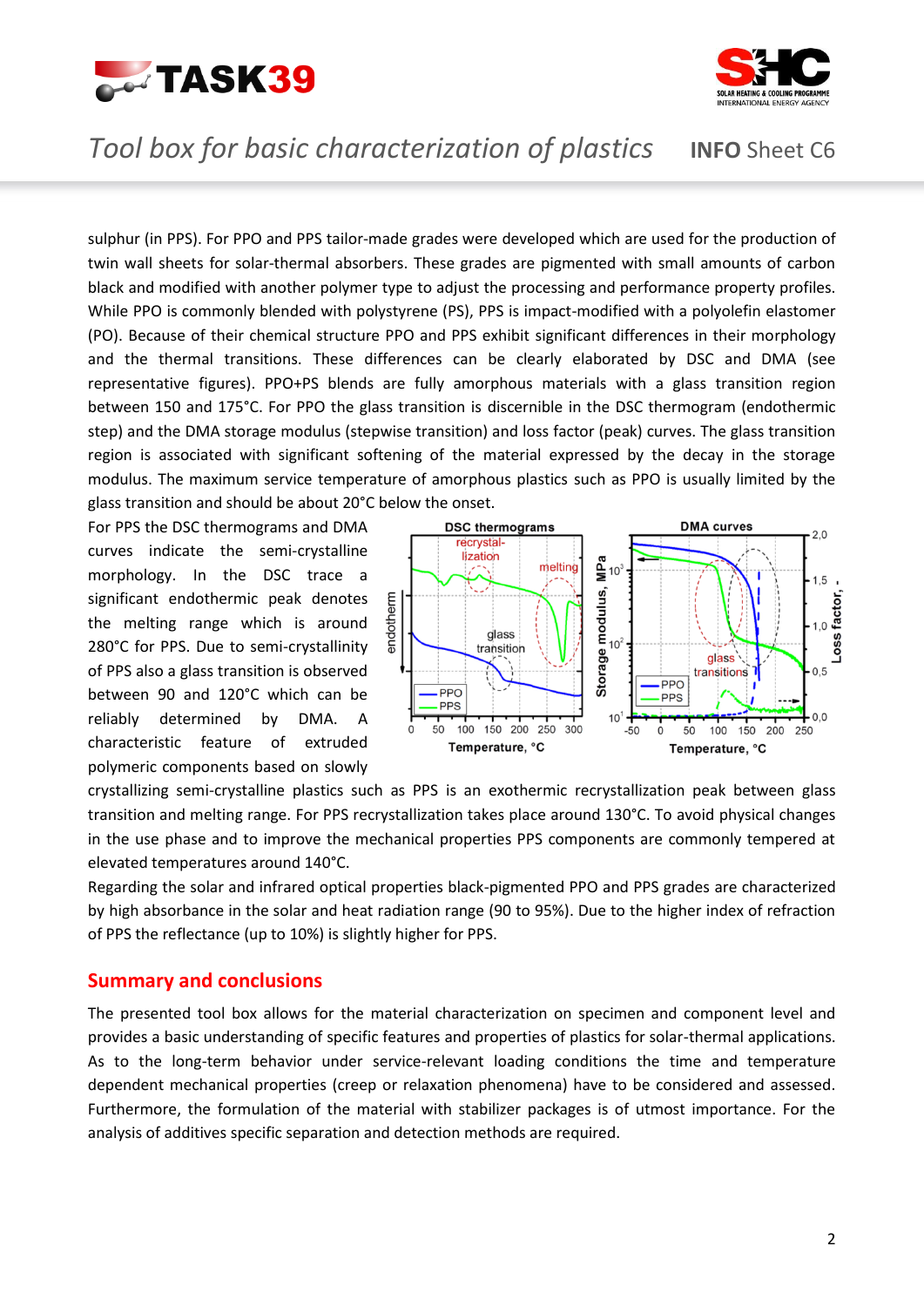sulphur (in PPS). For PPO and PPS tailor-made grades were developed which are used for the production of twin wall sheets for solar-thermal absorbers. These grades are pigmented with small amounts of carbon black and modified with another polymer type to adjust the processing and performance property profiles. While PPO is commonly blended with polystyrene (PS), PPS is impact-modified with a polyolefin elastomer (PO). Because of their chemical structure PPO and PPS exhibit significant differences in their morphology and the thermal transitions. These differences can be clearly elaborated by DSC and DMA (see representative figures). PPO+PS blends are fully amorphous materials with a glass transition region between 150 and 175°C. For PPO the glass transition is discernible in the DSC thermogram (endothermic step) and the DMA storage modulus (stepwise transition) and loss factor (peak) curves. The glass transition region is associated with significant softening of the material expressed by the decay in the storage modulus. The maximum service temperature of amorphous plastics such as PPO is usually limited by the glass transition and should be about 20°C below the onset.

For PPS the DSC thermograms and DMA curves indicate the semi-crystalline morphology. In the DSC trace a significant endothermic peak denotes the melting range which is around 280°C for PPS. Due to semi-crystallinity of PPS also a glass transition is observed between 90 and 120°C which can be reliably determined by DMA. A characteristic feature of extruded polymeric components based on slowly crystallizing semi-crystalline plastics such as PPS is an exothermic recrystallization peak between glass transition and melting range. For PPS recrystallization takes place around 130°C. To avoid physical changes in the use phase and to improve the mechanical properties PPS components are commonly tempered at elevated temperatures around 140°C.

Regarding the solar and infrared optical properties black-pigmented PPO and PPS grades are characterized by high absorbance in the solar and heat radiation range (90 to 95%). Due to the higher index of refraction of PPS the reflectance (up to 10%) is slightly higher for PPS.

## Summary and conclusions

The presented tool box allows for the material characterization on specimen and component level and provides a basic understanding of specific features and properties of plastics for solar-thermal applications. As to the long-term behavior under service-relevant loading conditions the time and temperature dependent mechanical properties (creep or relaxation phenomena) have to be considered and assessed. Furthermore, the formulation of the material with stabilizer packages is of utmost importance. For the analysis of additives specific separation and detection methods are required.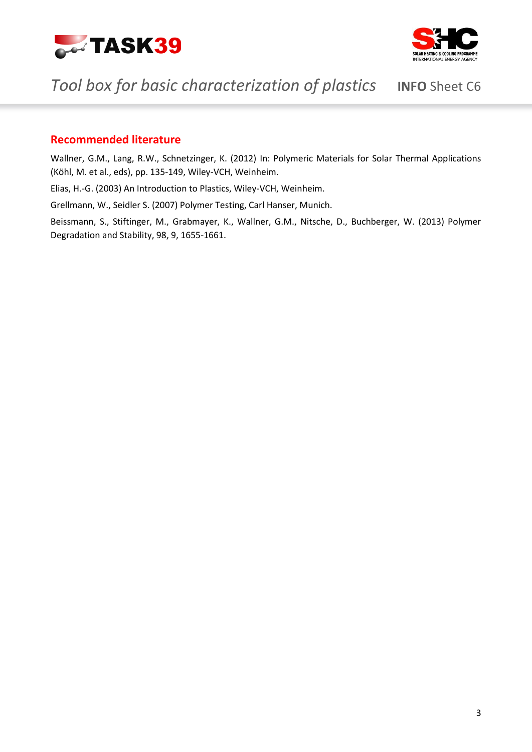## Recommended literature

Wallner, G.M., Lang, R.W., Schnetzinger, K. (2012) In: Polymeric Materials for Solar Thermal Applications (Köhl, M. et al., eds), pp. 135-149, Wiley-VCH, Weinheim.

Elias, H.-G. (2003) An Introduction to Plastics, Wiley-VCH, Weinheim.

Grellmann, W., Seidler S. (2007) Polymer Testing, Carl Hanser, Munich.

Beissmann, S., Stiftinger, M., Grabmayer, K., Wallner, G.M., Nitsche, D., Buchberger, W. (2013) Polymer Degradation and Stability, 98, 9, 1655-1661.